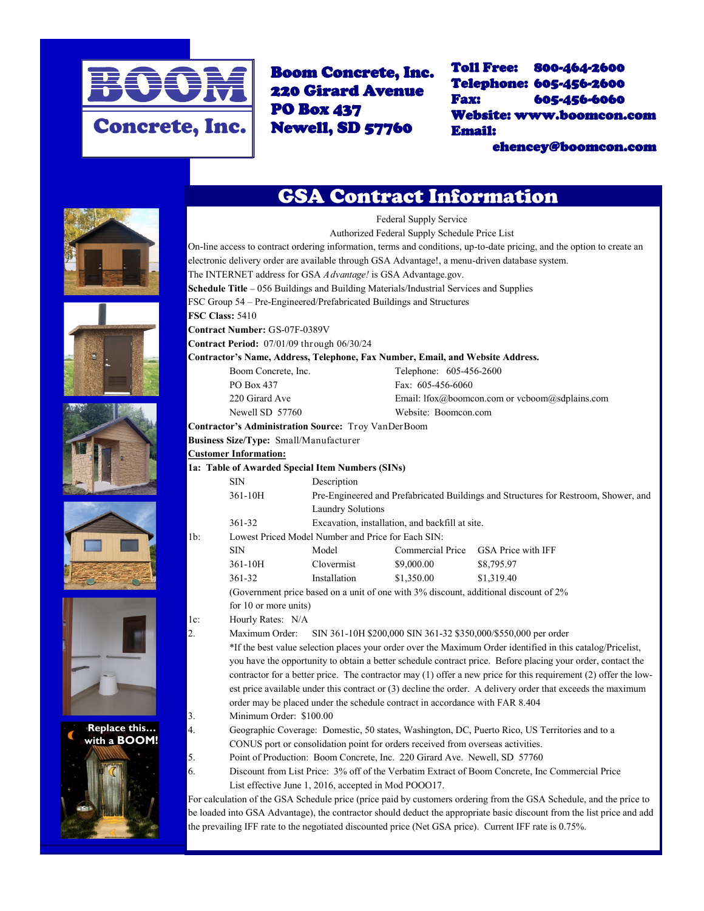# BOOM Concrete, Inc.

**Boom Concrete, Inc.**
**220 Girard Avenue**
**PO Box 437**
**Newell, SD 57760**

**Toll Free: 800-464-2600**
**Telephone: 605-456-2600**
**Fax: 605-456-6060**
**Website: www.boomcon.com**
**Email: ehencey@boomcon.com**

Replace this... with a BOOM!

## GSA Contract Information

Federal Supply Service

Authorized Federal Supply Schedule Price List

On-line access to contract ordering information, terms and conditions, up-to-date pricing, and the option to create an electronic delivery order are available through GSA Advantage!, a menu-driven database system.

The INTERNET address for GSA *Advantage!* is GSA Advantage.gov.

**Schedule Title** – 056 Buildings and Building Materials/Industrial Services and Supplies

FSC Group 54 – Pre-Engineered/Prefabricated Buildings and Structures

**FSC Class:** 5410

**Contract Number:** GS-07F-0389V

**Contract Period:** 07/01/09 through 06/30/24

**Contractor's Name, Address, Telephone, Fax Number, Email, and Website Address.**

Boom Concrete, Inc.
PO Box 437
220 Girard Ave
Newell SD 57760

Telephone: 605-456-2600
Fax: 605-456-6060
Email: lfox@boomcon.com or vcboom@sdplains.com
Website: Boomcon.com

**Contractor's Administration Source:** Troy VanDerBoom

**Business Size/Type:** Small/Manufacturer

**Customer Information:**

**1a: Table of Awarded Special Item Numbers (SINs)**

| SIN | Description |
|---|---|
| 361-10H | Pre-Engineered and Prefabricated Buildings and Structures for Restroom, Shower, and Laundry Solutions |
| 361-32 | Excavation, installation, and backfill at site. |

1b: Lowest Priced Model Number and Price for Each SIN:

| SIN | Model | Commercial Price | GSA Price with IFF |
|---|---|---|---|
| 361-10H | Clovermist | $9,000.00 | $8,795.97 |
| 361-32 | Installation | $1,350.00 | $1,319.40 |

(Government price based on a unit of one with 3% discount, additional discount of 2% for 10 or more units)

1c: Hourly Rates: N/A

2. Maximum Order: SIN 361-10H $200,000 SIN 361-32 $350,000/$550,000 per order
   *If the best value selection places your order over the Maximum Order identified in this catalog/Pricelist, you have the opportunity to obtain a better schedule contract price. Before placing your order, contact the contractor for a better price. The contractor may (1) offer a new price for this requirement (2) offer the lowest price available under this contract or (3) decline the order. A delivery order that exceeds the maximum order may be placed under the schedule contract in accordance with FAR 8.404
3. Minimum Order: $100.00
4. Geographic Coverage: Domestic, 50 states, Washington, DC, Puerto Rico, US Territories and to a CONUS port or consolidation point for orders received from overseas activities.
5. Point of Production: Boom Concrete, Inc. 220 Girard Ave. Newell, SD 57760
6. Discount from List Price: 3% off of the Verbatim Extract of Boom Concrete, Inc Commercial Price List effective June 1, 2016, accepted in Mod POOO17.

For calculation of the GSA Schedule price (price paid by customers ordering from the GSA Schedule, and the price to be loaded into GSA Advantage), the contractor should deduct the appropriate basic discount from the list price and add the prevailing IFF rate to the negotiated discounted price (Net GSA price). Current IFF rate is 0.75%.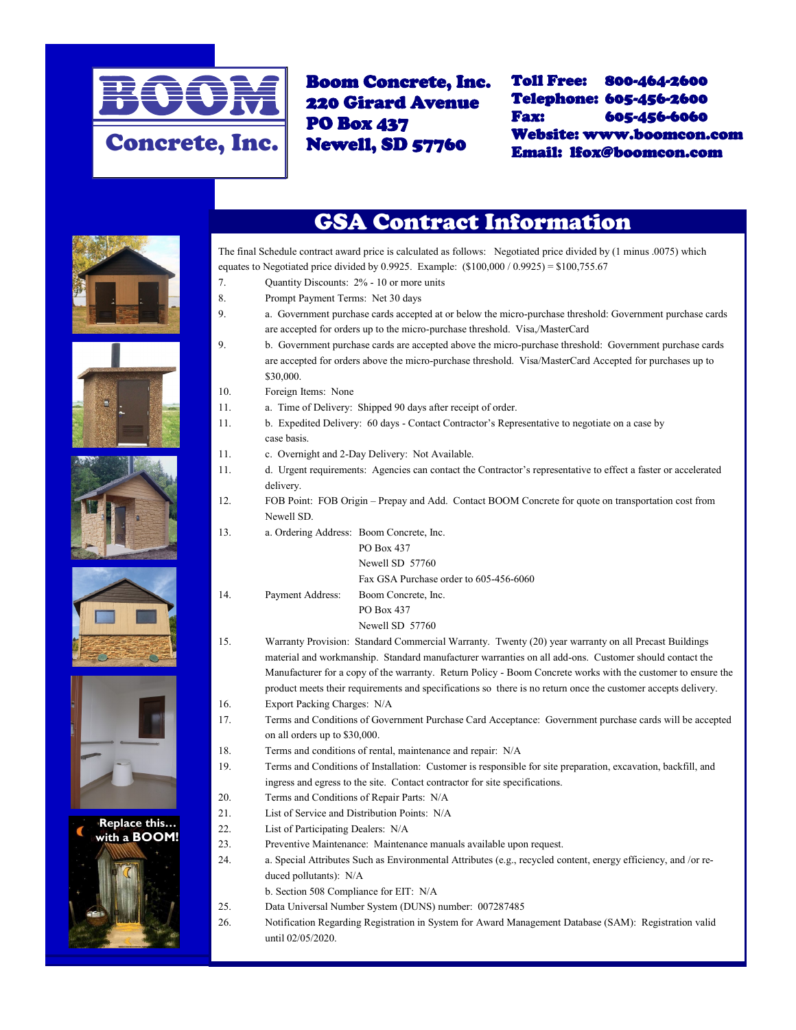# BOOM Concrete, Inc.

**Boom Concrete, Inc.**
**220 Girard Avenue**
**PO Box 437**
**Newell, SD 57760**

**Toll Free: 800-464-2600**
**Telephone: 605-456-2600**
**Fax: 605-456-6060**
**Website: www.boomcon.com**
**Email: lfox@boomcon.com**

## GSA Contract Information

The final Schedule contract award price is calculated as follows: Negotiated price divided by (1 minus .0075) which equates to Negotiated price divided by 0.9925. Example: ($100,000 / 0.9925) = $100,755.67

7. Quantity Discounts: 2% - 10 or more units
8. Prompt Payment Terms: Net 30 days
9. a. Government purchase cards accepted at or below the micro-purchase threshold: Government purchase cards are accepted for orders up to the micro-purchase threshold. Visa,/MasterCard
9. b. Government purchase cards are accepted above the micro-purchase threshold: Government purchase cards are accepted for orders above the micro-purchase threshold. Visa/MasterCard Accepted for purchases up to $30,000.
10. Foreign Items: None
11. a. Time of Delivery: Shipped 90 days after receipt of order.
11. b. Expedited Delivery: 60 days - Contact Contractor's Representative to negotiate on a case by case basis.
11. c. Overnight and 2-Day Delivery: Not Available.
11. d. Urgent requirements: Agencies can contact the Contractor's representative to effect a faster or accelerated delivery.
12. FOB Point: FOB Origin – Prepay and Add. Contact BOOM Concrete for quote on transportation cost from Newell SD.
13. a. Ordering Address: Boom Concrete, Inc.
    PO Box 437
    Newell SD 57760
    Fax GSA Purchase order to 605-456-6060
14. Payment Address: Boom Concrete, Inc.
    PO Box 437
    Newell SD 57760
15. Warranty Provision: Standard Commercial Warranty. Twenty (20) year warranty on all Precast Buildings material and workmanship. Standard manufacturer warranties on all add-ons. Customer should contact the Manufacturer for a copy of the warranty. Return Policy - Boom Concrete works with the customer to ensure the product meets their requirements and specifications so there is no return once the customer accepts delivery.
16. Export Packing Charges: N/A
17. Terms and Conditions of Government Purchase Card Acceptance: Government purchase cards will be accepted on all orders up to $30,000.
18. Terms and conditions of rental, maintenance and repair: N/A
19. Terms and Conditions of Installation: Customer is responsible for site preparation, excavation, backfill, and ingress and egress to the site. Contact contractor for site specifications.
20. Terms and Conditions of Repair Parts: N/A
21. List of Service and Distribution Points: N/A
22. List of Participating Dealers: N/A
23. Preventive Maintenance: Maintenance manuals available upon request.
24. a. Special Attributes Such as Environmental Attributes (e.g., recycled content, energy efficiency, and /or reduced pollutants): N/A
    b. Section 508 Compliance for EIT: N/A
25. Data Universal Number System (DUNS) number: 007287485
26. Notification Regarding Registration in System for Award Management Database (SAM): Registration valid until 02/05/2020.

Replace this… with a BOOM!